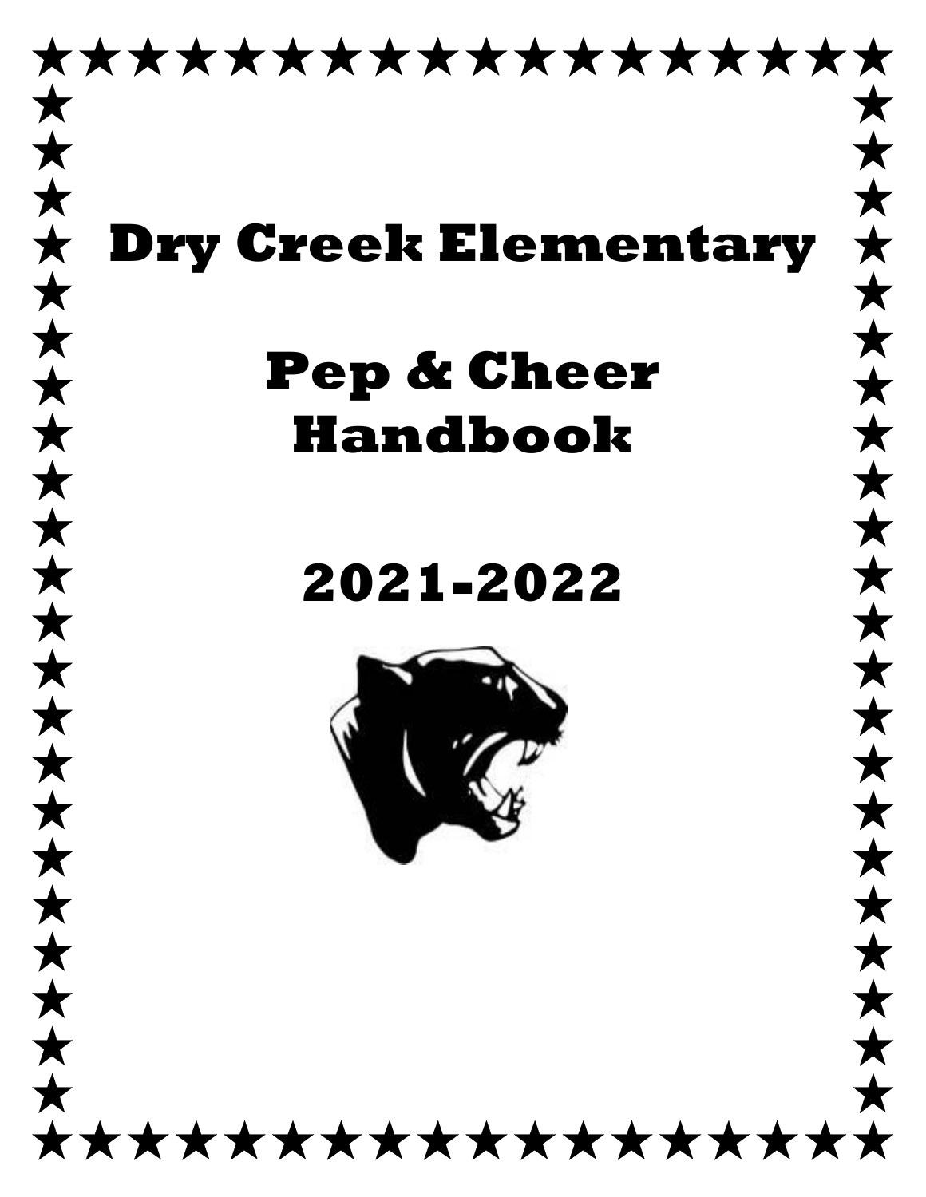# Dry Creek Elementary

# Pep & Cheer Handbook

# 2021-2022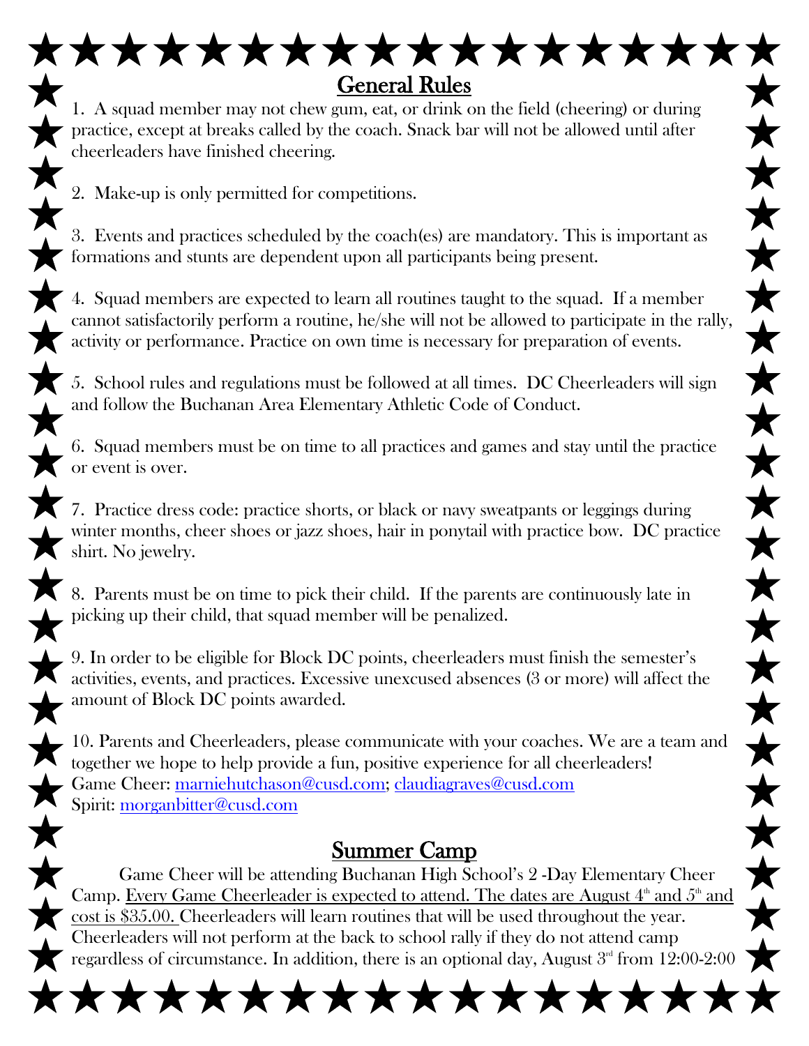## General Rules

1. A squad member may not chew gum, eat, or drink on the field (cheering) or during practice, except at breaks called by the coach. Snack bar will not be allowed until after cheerleaders have finished cheering.

2. Make-up is only permitted for competitions.

3. Events and practices scheduled by the coach(es) are mandatory. This is important as formations and stunts are dependent upon all participants being present.

4. Squad members are expected to learn all routines taught to the squad. If a member cannot satisfactorily perform a routine, he/she will not be allowed to participate in the rally, activity or performance. Practice on own time is necessary for preparation of events.

5. School rules and regulations must be followed at all times. DC Cheerleaders will sign and follow the Buchanan Area Elementary Athletic Code of Conduct.

6. Squad members must be on time to all practices and games and stay until the practice or event is over.

7. Practice dress code: practice shorts, or black or navy sweatpants or leggings during winter months, cheer shoes or jazz shoes, hair in ponytail with practice bow. DC practice shirt. No jewelry.

8. Parents must be on time to pick their child. If the parents are continuously late in picking up their child, that squad member will be penalized.

9. In order to be eligible for Block DC points, cheerleaders must finish the semester's activities, events, and practices. Excessive unexcused absences (3 or more) will affect the amount of Block DC points awarded.

10. Parents and Cheerleaders, please communicate with your coaches. We are a team and together we hope to help provide a fun, positive experience for all cheerleaders!
Game Cheer: marniehutchason@cusd.com; claudiagraves@cusd.com
Spirit: morganbitter@cusd.com

## Summer Camp

Game Cheer will be attending Buchanan High School's 2 -Day Elementary Cheer Camp. Every Game Cheerleader is expected to attend. The dates are August 4th and 5th and cost is $35.00. Cheerleaders will learn routines that will be used throughout the year. Cheerleaders will not perform at the back to school rally if they do not attend camp regardless of circumstance. In addition, there is an optional day, August 3rd from 12:00-2:00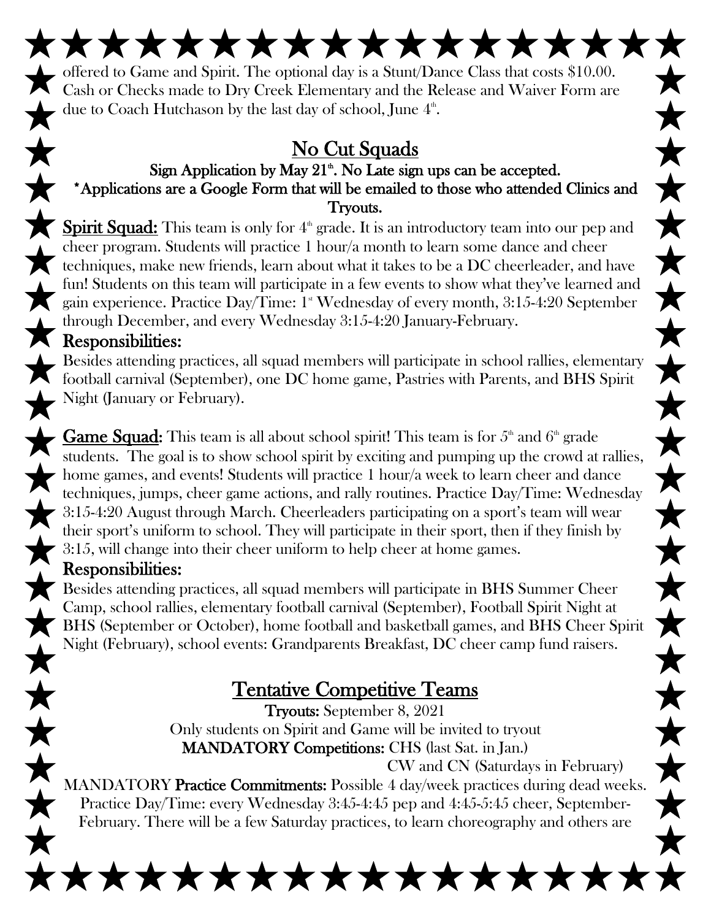offered to Game and Spirit. The optional day is a Stunt/Dance Class that costs $10.00. Cash or Checks made to Dry Creek Elementary and the Release and Waiver Form are due to Coach Hutchason by the last day of school, June 4th.

## No Cut Squads

**Sign Application by May 21st. No Late sign ups can be accepted.**

**\*Applications are a Google Form that will be emailed to those who attended Clinics and Tryouts.**

**Spirit Squad:** This team is only for 4th grade. It is an introductory team into our pep and cheer program. Students will practice 1 hour/a month to learn some dance and cheer techniques, make new friends, learn about what it takes to be a DC cheerleader, and have fun! Students on this team will participate in a few events to show what they've learned and gain experience. Practice Day/Time: 1st Wednesday of every month, 3:15-4:20 September through December, and every Wednesday 3:15-4:20 January-February.

**Responsibilities:**

Besides attending practices, all squad members will participate in school rallies, elementary football carnival (September), one DC home game, Pastries with Parents, and BHS Spirit Night (January or February).

**Game Squad:** This team is all about school spirit! This team is for 5th and 6th grade students. The goal is to show school spirit by exciting and pumping up the crowd at rallies, home games, and events! Students will practice 1 hour/a week to learn cheer and dance techniques, jumps, cheer game actions, and rally routines. Practice Day/Time: Wednesday 3:15-4:20 August through March. Cheerleaders participating on a sport's team will wear their sport's uniform to school. They will participate in their sport, then if they finish by 3:15, will change into their cheer uniform to help cheer at home games.

**Responsibilities:**

Besides attending practices, all squad members will participate in BHS Summer Cheer Camp, school rallies, elementary football carnival (September), Football Spirit Night at BHS (September or October), home football and basketball games, and BHS Cheer Spirit Night (February), school events: Grandparents Breakfast, DC cheer camp fund raisers.

## Tentative Competitive Teams

**Tryouts:** September 8, 2021

Only students on Spirit and Game will be invited to tryout

**MANDATORY Competitions:** CHS (last Sat. in Jan.)

CW and CN (Saturdays in February)

MANDATORY **Practice Commitments:** Possible 4 day/week practices during dead weeks. Practice Day/Time: every Wednesday 3:45-4:45 pep and 4:45-5:45 cheer, September-February. There will be a few Saturday practices, to learn choreography and others are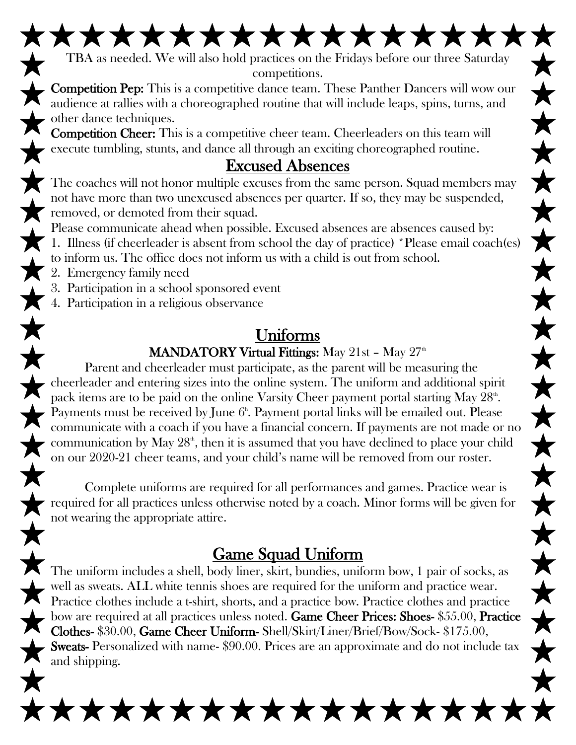TBA as needed. We will also hold practices on the Fridays before our three Saturday competitions.

**Competition Pep:** This is a competitive dance team. These Panther Dancers will wow our audience at rallies with a choreographed routine that will include leaps, spins, turns, and other dance techniques.

**Competition Cheer:** This is a competitive cheer team. Cheerleaders on this team will execute tumbling, stunts, and dance all through an exciting choreographed routine.

## Excused Absences

The coaches will not honor multiple excuses from the same person. Squad members may not have more than two unexcused absences per quarter. If so, they may be suspended, removed, or demoted from their squad.

Please communicate ahead when possible. Excused absences are absences caused by:

1. Illness (if cheerleader is absent from school the day of practice) *Please email coach(es) to inform us. The office does not inform us with a child is out from school.
2. Emergency family need
3. Participation in a school sponsored event
4. Participation in a religious observance

## Uniforms

**MANDATORY Virtual Fittings:** May 21st – May 27th

Parent and cheerleader must participate, as the parent will be measuring the cheerleader and entering sizes into the online system. The uniform and additional spirit pack items are to be paid on the online Varsity Cheer payment portal starting May 28th. Payments must be received by June 6th. Payment portal links will be emailed out. Please communicate with a coach if you have a financial concern. If payments are not made or no communication by May 28th, then it is assumed that you have declined to place your child on our 2020-21 cheer teams, and your child's name will be removed from our roster.

Complete uniforms are required for all performances and games. Practice wear is required for all practices unless otherwise noted by a coach. Minor forms will be given for not wearing the appropriate attire.

## Game Squad Uniform

The uniform includes a shell, body liner, skirt, bundies, uniform bow, 1 pair of socks, as well as sweats. ALL white tennis shoes are required for the uniform and practice wear. Practice clothes include a t-shirt, shorts, and a practice bow. Practice clothes and practice bow are required at all practices unless noted. **Game Cheer Prices: Shoes-** $55.00, **Practice Clothes-** $30.00, **Game Cheer Uniform-** Shell/Skirt/Liner/Brief/Bow/Sock- $175.00, **Sweats-** Personalized with name- $90.00. Prices are an approximate and do not include tax and shipping.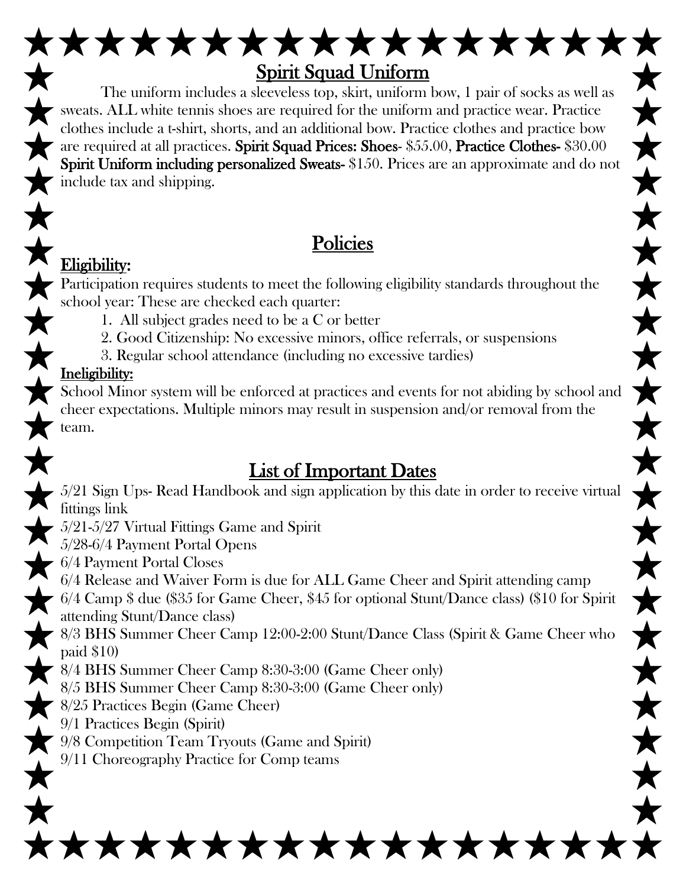## Spirit Squad Uniform

The uniform includes a sleeveless top, skirt, uniform bow, 1 pair of socks as well as sweats. ALL white tennis shoes are required for the uniform and practice wear. Practice clothes include a t-shirt, shorts, and an additional bow. Practice clothes and practice bow are required at all practices. **Spirit Squad Prices: Shoes-** $55.00, **Practice Clothes-** $30.00 **Spirit Uniform including personalized Sweats-** $150. Prices are an approximate and do not include tax and shipping.

## Policies

### Eligibility:

Participation requires students to meet the following eligibility standards throughout the school year: These are checked each quarter:

1. All subject grades need to be a C or better
2. Good Citizenship: No excessive minors, office referrals, or suspensions
3. Regular school attendance (including no excessive tardies)

### Ineligibility:

School Minor system will be enforced at practices and events for not abiding by school and cheer expectations. Multiple minors may result in suspension and/or removal from the team.

## List of Important Dates

5/21 Sign Ups- Read Handbook and sign application by this date in order to receive virtual fittings link
5/21-5/27 Virtual Fittings Game and Spirit
5/28-6/4 Payment Portal Opens
6/4 Payment Portal Closes
6/4 Release and Waiver Form is due for ALL Game Cheer and Spirit attending camp
6/4 Camp $ due ($35 for Game Cheer, $45 for optional Stunt/Dance class) ($10 for Spirit attending Stunt/Dance class)
8/3 BHS Summer Cheer Camp 12:00-2:00 Stunt/Dance Class (Spirit & Game Cheer who paid $10)
8/4 BHS Summer Cheer Camp 8:30-3:00 (Game Cheer only)
8/5 BHS Summer Cheer Camp 8:30-3:00 (Game Cheer only)
8/25 Practices Begin (Game Cheer)
9/1 Practices Begin (Spirit)
9/8 Competition Team Tryouts (Game and Spirit)
9/11 Choreography Practice for Comp teams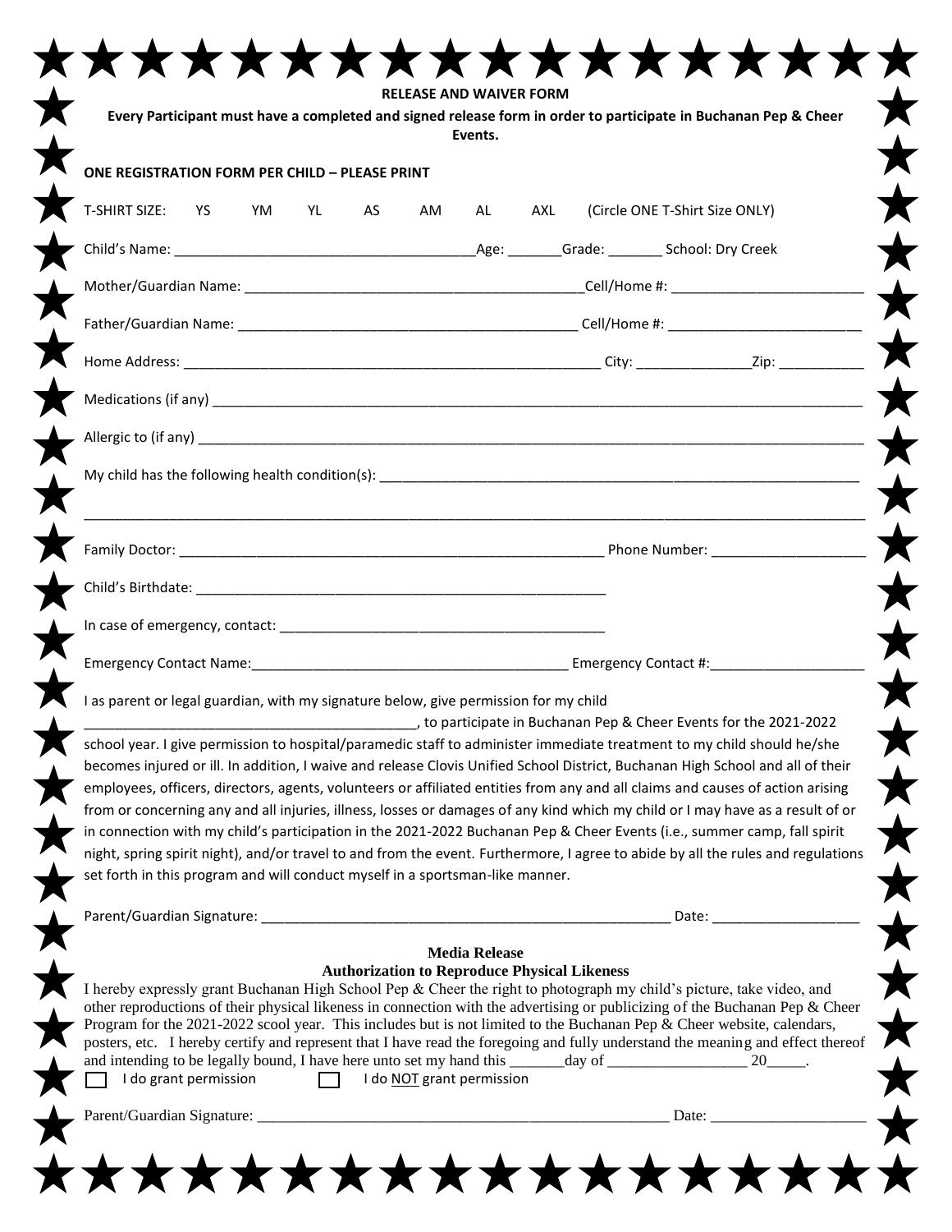**RELEASE AND WAIVER FORM**

**Every Participant must have a completed and signed release form in order to participate in Buchanan Pep & Cheer Events.**

**ONE REGISTRATION FORM PER CHILD – PLEASE PRINT**

T-SHIRT SIZE: YS YM YL AS AM AL AXL (Circle ONE T-Shirt Size ONLY)

Child's Name: ______________________________________Age: _______Grade: _______ School: Dry Creek

Mother/Guardian Name: ___________________________________________Cell/Home #: ________________________

Father/Guardian Name: ___________________________________________ Cell/Home #: ________________________

Home Address: ______________________________________________________ City: ______________Zip: ___________

Medications (if any) ________________________________________________________________________________

Allergic to (if any) _________________________________________________________________________________

My child has the following health condition(s): ______________________________________________________________

___________________________________________________________________________________________________

Family Doctor: _______________________________________________________ Phone Number: ____________________

Child's Birthdate: _____________________________________________________

In case of emergency, contact: __________________________________________

Emergency Contact Name:_________________________________________ Emergency Contact #:____________________

I as parent or legal guardian, with my signature below, give permission for my child ___________________________________________, to participate in Buchanan Pep & Cheer Events for the 2021-2022 school year. I give permission to hospital/paramedic staff to administer immediate treatment to my child should he/she becomes injured or ill. In addition, I waive and release Clovis Unified School District, Buchanan High School and all of their employees, officers, directors, agents, volunteers or affiliated entities from any and all claims and causes of action arising from or concerning any and all injuries, illness, losses or damages of any kind which my child or I may have as a result of or in connection with my child's participation in the 2021-2022 Buchanan Pep & Cheer Events (i.e., summer camp, fall spirit night, spring spirit night), and/or travel to and from the event. Furthermore, I agree to abide by all the rules and regulations set forth in this program and will conduct myself in a sportsman-like manner.

Parent/Guardian Signature: ______________________________________________________ Date: ___________________

**Media Release**

**Authorization to Reproduce Physical Likeness**

I hereby expressly grant Buchanan High School Pep & Cheer the right to photograph my child's picture, take video, and other reproductions of their physical likeness in connection with the advertising or publicizing of the Buchanan Pep & Cheer Program for the 2021-2022 scool year. This includes but is not limited to the Buchanan Pep & Cheer website, calendars, posters, etc. I hereby certify and represent that I have read the foregoing and fully understand the meaning and effect thereof and intending to be legally bound, I have here unto set my hand this _______day of __________________ 20_____.

☐ I do grant permission ☐ I do <u>NOT</u> grant permission

Parent/Guardian Signature: ______________________________________________________ Date: ___________________